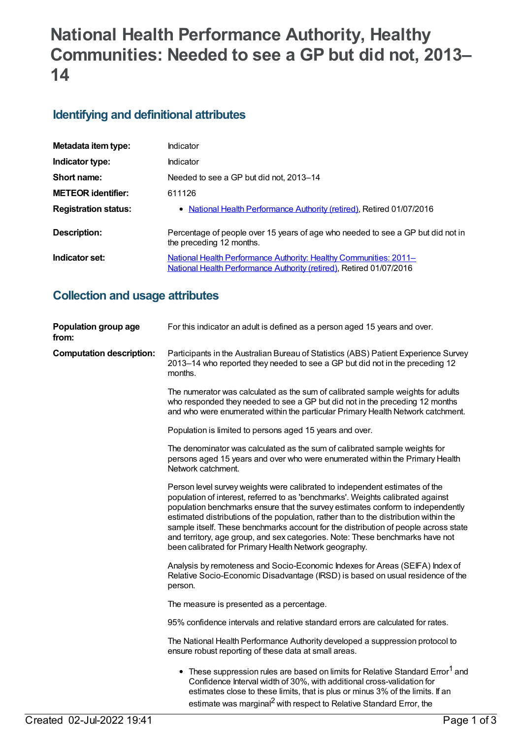# National Health Performance Authority, Healthy Communities: Needed to see a GP but did not, 2013–14

## Identifying and definitional attributes

| | |
|---|---|
| **Metadata item type:** | Indicator |
| **Indicator type:** | Indicator |
| **Short name:** | Needed to see a GP but did not, 2013–14 |
| **METEOR identifier:** | 611126 |
| **Registration status:** | • National Health Performance Authority (retired), Retired 01/07/2016 |
| **Description:** | Percentage of people over 15 years of age who needed to see a GP but did not in the preceding 12 months. |
| **Indicator set:** | National Health Performance Authority: Healthy Communities: 2011– National Health Performance Authority (retired), Retired 01/07/2016 |

## Collection and usage attributes

**Population group age from:** For this indicator an adult is defined as a person aged 15 years and over.

**Computation description:** Participants in the Australian Bureau of Statistics (ABS) Patient Experience Survey 2013–14 who reported they needed to see a GP but did not in the preceding 12 months.

The numerator was calculated as the sum of calibrated sample weights for adults who responded they needed to see a GP but did not in the preceding 12 months and who were enumerated within the particular Primary Health Network catchment.

Population is limited to persons aged 15 years and over.

The denominator was calculated as the sum of calibrated sample weights for persons aged 15 years and over who were enumerated within the Primary Health Network catchment.

Person level survey weights were calibrated to independent estimates of the population of interest, referred to as 'benchmarks'. Weights calibrated against population benchmarks ensure that the survey estimates conform to independently estimated distributions of the population, rather than to the distribution within the sample itself. These benchmarks account for the distribution of people across state and territory, age group, and sex categories. Note: These benchmarks have not been calibrated for Primary Health Network geography.

Analysis by remoteness and Socio-Economic Indexes for Areas (SEIFA) Index of Relative Socio-Economic Disadvantage (IRSD) is based on usual residence of the person.

The measure is presented as a percentage.

95% confidence intervals and relative standard errors are calculated for rates.

The National Health Performance Authority developed a suppression protocol to ensure robust reporting of these data at small areas.

- These suppression rules are based on limits for Relative Standard Error[1] and Confidence Interval width of 30%, with additional cross-validation for estimates close to these limits, that is plus or minus 3% of the limits. If an estimate was marginal[2] with respect to Relative Standard Error, the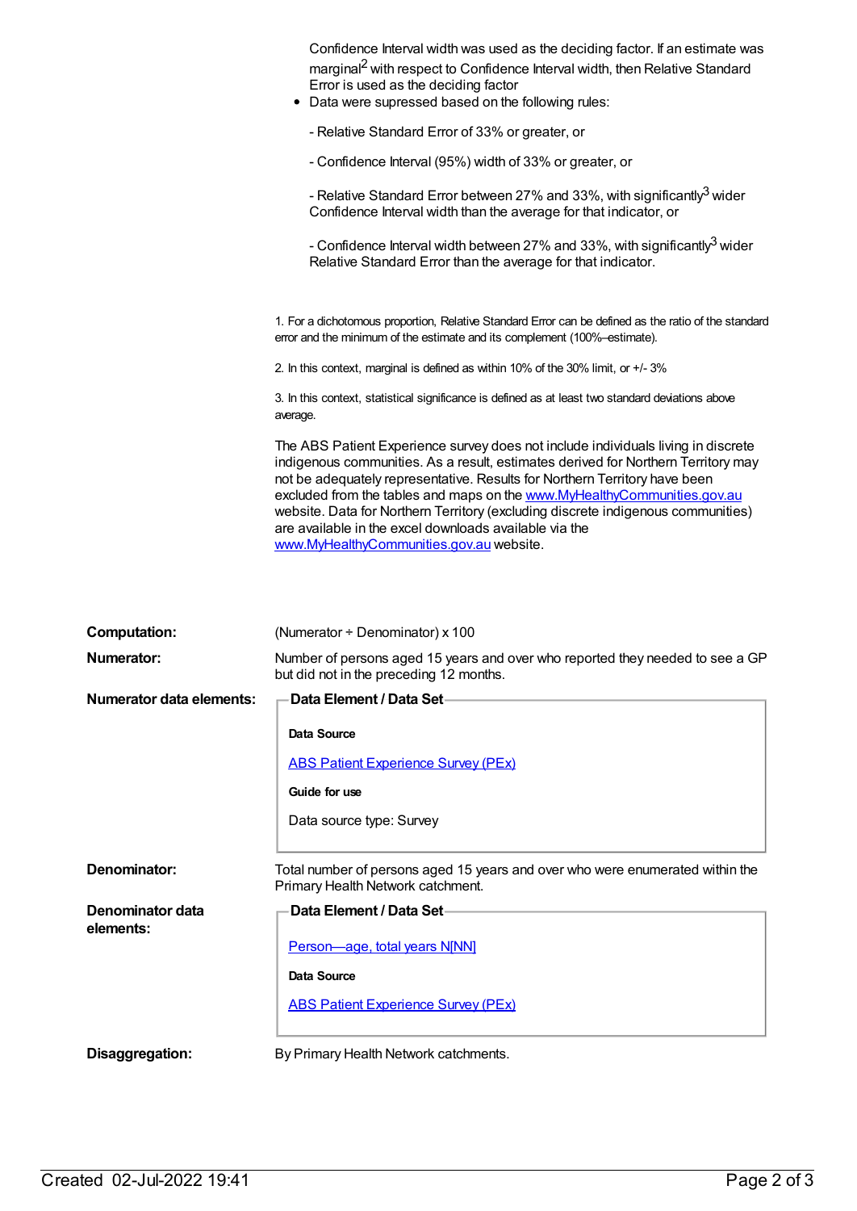Confidence Interval width was used as the deciding factor. If an estimate was marginal[2] with respect to Confidence Interval width, then Relative Standard Error is used as the deciding factor

- Data were supressed based on the following rules:

  - Relative Standard Error of 33% or greater, or

  - Confidence Interval (95%) width of 33% or greater, or

  - Relative Standard Error between 27% and 33%, with significantly[3] wider Confidence Interval width than the average for that indicator, or

  - Confidence Interval width between 27% and 33%, with significantly[3] wider Relative Standard Error than the average for that indicator.

1. For a dichotomous proportion, Relative Standard Error can be defined as the ratio of the standard error and the minimum of the estimate and its complement (100%–estimate).

2. In this context, marginal is defined as within 10% of the 30% limit, or +/- 3%

3. In this context, statistical significance is defined as at least two standard deviations above average.

The ABS Patient Experience survey does not include individuals living in discrete indigenous communities. As a result, estimates derived for Northern Territory may not be adequately representative. Results for Northern Territory have been excluded from the tables and maps on the www.MyHealthyCommunities.gov.au website. Data for Northern Territory (excluding discrete indigenous communities) are available in the excel downloads available via the www.MyHealthyCommunities.gov.au website.

**Computation:** (Numerator ÷ Denominator) x 100

**Numerator:** Number of persons aged 15 years and over who reported they needed to see a GP but did not in the preceding 12 months.

**Numerator data elements:**

**Data Element / Data Set**

**Data Source**

ABS Patient Experience Survey (PEx)

**Guide for use**

Data source type: Survey

**Denominator:** Total number of persons aged 15 years and over who were enumerated within the Primary Health Network catchment.

**Denominator data elements:**

**Data Element / Data Set**

Person—age, total years N[NN]

**Data Source**

ABS Patient Experience Survey (PEx)

**Disaggregation:** By Primary Health Network catchments.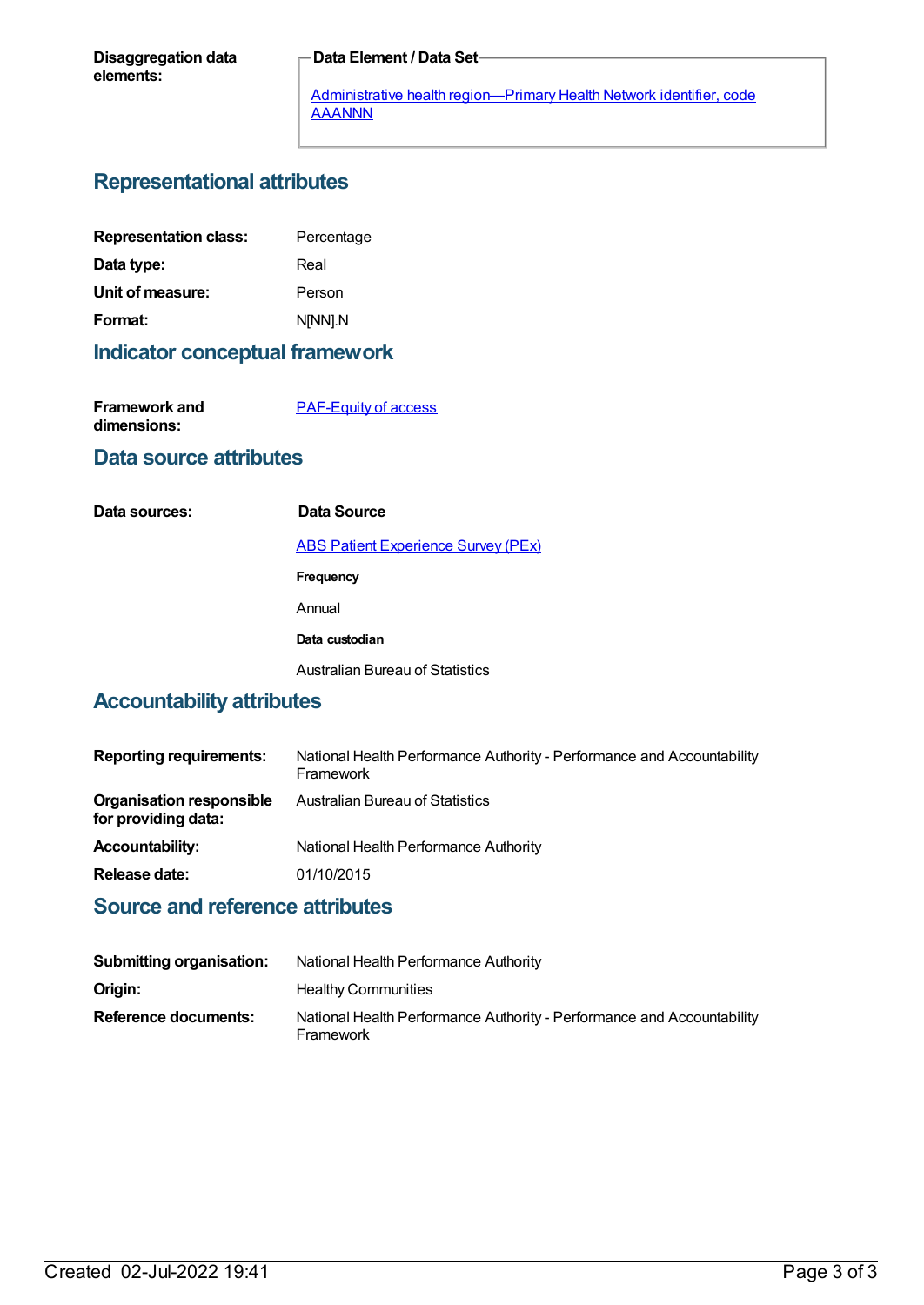**Disaggregation data elements:**

**Data Element / Data Set**

Administrative health region—Primary Health Network identifier, code AAANNN

## Representational attributes

**Representation class:** Percentage

**Data type:** Real

**Unit of measure:** Person

**Format:** N[NN].N

## Indicator conceptual framework

**Framework and dimensions:** PAF-Equity of access

## Data source attributes

**Data sources:**

**Data Source**

ABS Patient Experience Survey (PEx)

**Frequency**

Annual

**Data custodian**

Australian Bureau of Statistics

## Accountability attributes

**Reporting requirements:** National Health Performance Authority - Performance and Accountability Framework

**Organisation responsible for providing data:** Australian Bureau of Statistics

**Accountability:** National Health Performance Authority

**Release date:** 01/10/2015

## Source and reference attributes

**Submitting organisation:** National Health Performance Authority

**Origin:** Healthy Communities

**Reference documents:** National Health Performance Authority - Performance and Accountability Framework